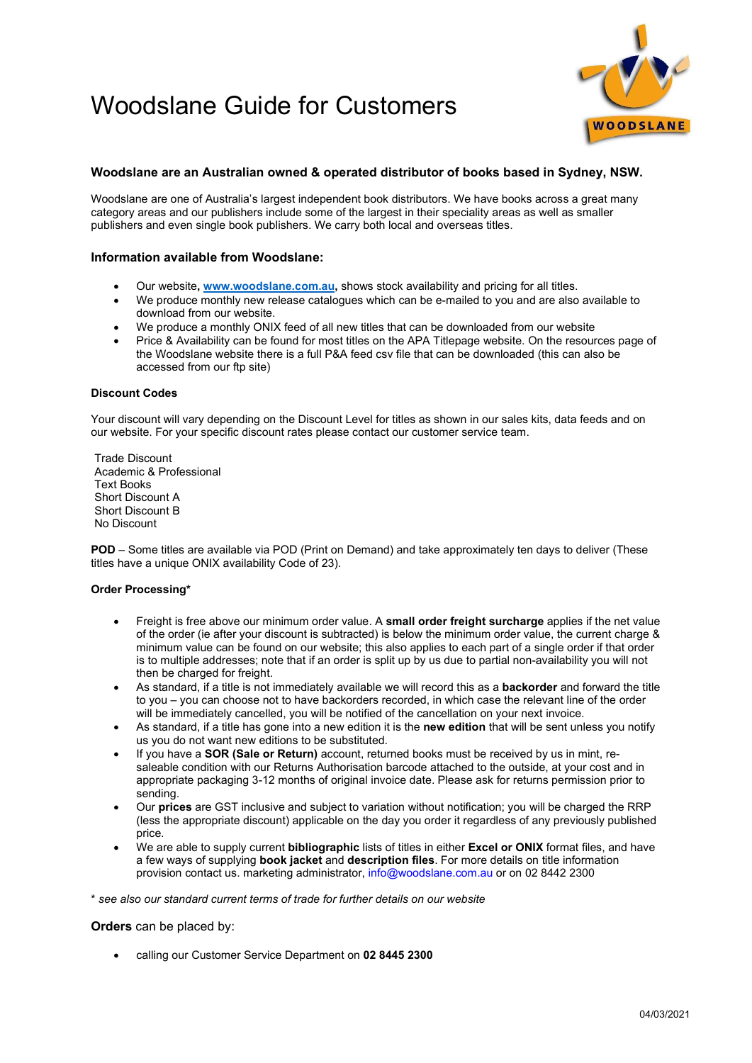# Woodslane Guide for Customers

### Woodslane are an Australian owned & operated distributor of books based in Sydney, NSW.

Woodslane are one of Australia's largest independent book distributors. We have books across a great many category areas and our publishers include some of the largest in their speciality areas as well as smaller publishers and even single book publishers. We carry both local and overseas titles.

### Information available from Woodslane:

- Our website, **www.woodslane.com.au,** shows stock availability and pricing for all titles.
- We produce monthly new release catalogues which can be e-mailed to you and are also available to download from our website.
- We produce a monthly ONIX feed of all new titles that can be downloaded from our website
- Price & Availability can be found for most titles on the APA Titlepage website. On the resources page of the Woodslane website there is a full P&A feed csv file that can be downloaded (this can also be accessed from our ftp site)

#### Discount Codes

Your discount will vary depending on the Discount Level for titles as shown in our sales kits, data feeds and on our website. For your specific discount rates please contact our customer service team.

Trade Discount
Academic & Professional
Text Books
Short Discount A
Short Discount B
No Discount

**POD** – Some titles are available via POD (Print on Demand) and take approximately ten days to deliver (These titles have a unique ONIX availability Code of 23).

#### Order Processing*

- Freight is free above our minimum order value. A **small order freight surcharge** applies if the net value of the order (ie after your discount is subtracted) is below the minimum order value, the current charge & minimum value can be found on our website; this also applies to each part of a single order if that order is to multiple addresses; note that if an order is split up by us due to partial non-availability you will not then be charged for freight.
- As standard, if a title is not immediately available we will record this as a **backorder** and forward the title to you – you can choose not to have backorders recorded, in which case the relevant line of the order will be immediately cancelled, you will be notified of the cancellation on your next invoice.
- As standard, if a title has gone into a new edition it is the **new edition** that will be sent unless you notify us you do not want new editions to be substituted.
- If you have a **SOR (Sale or Return)** account, returned books must be received by us in mint, re-saleable condition with our Returns Authorisation barcode attached to the outside, at your cost and in appropriate packaging 3-12 months of original invoice date. Please ask for returns permission prior to sending.
- Our **prices** are GST inclusive and subject to variation without notification; you will be charged the RRP (less the appropriate discount) applicable on the day you order it regardless of any previously published price.
- We are able to supply current **bibliographic** lists of titles in either **Excel or ONIX** format files, and have a few ways of supplying **book jacket** and **description files**. For more details on title information provision contact us. marketing administrator, info@woodslane.com.au or on 02 8442 2300

*\* see also our standard current terms of trade for further details on our website*

**Orders** can be placed by:

- calling our Customer Service Department on **02 8445 2300**

04/03/2021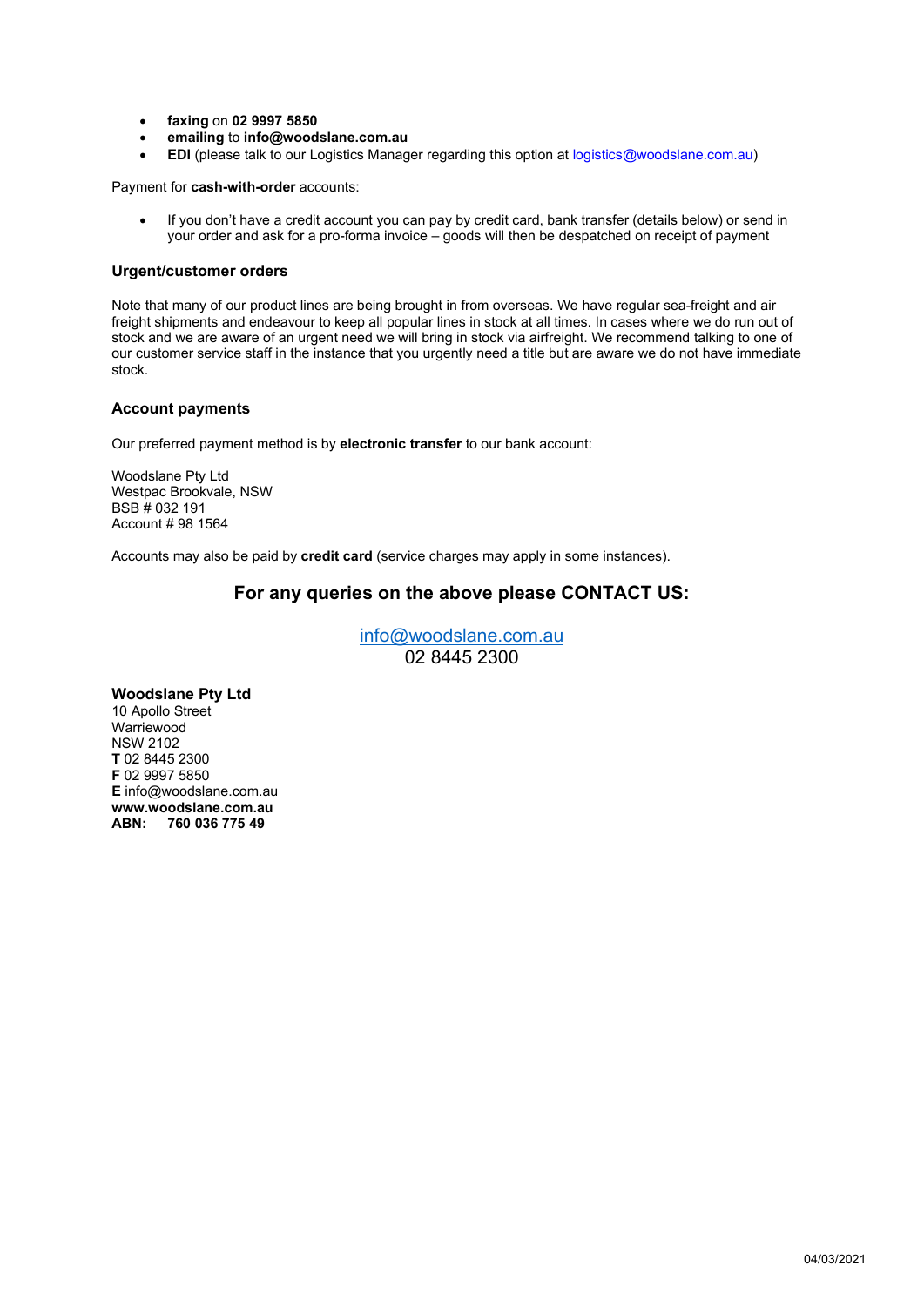- **faxing** on **02 9997 5850**
- **emailing** to **info@woodslane.com.au**
- **EDI** (please talk to our Logistics Manager regarding this option at logistics@woodslane.com.au)

Payment for **cash-with-order** accounts:

- If you don't have a credit account you can pay by credit card, bank transfer (details below) or send in your order and ask for a pro-forma invoice – goods will then be despatched on receipt of payment

### Urgent/customer orders

Note that many of our product lines are being brought in from overseas. We have regular sea-freight and air freight shipments and endeavour to keep all popular lines in stock at all times. In cases where we do run out of stock and we are aware of an urgent need we will bring in stock via airfreight. We recommend talking to one of our customer service staff in the instance that you urgently need a title but are aware we do not have immediate stock.

### Account payments

Our preferred payment method is by **electronic transfer** to our bank account:

Woodslane Pty Ltd
Westpac Brookvale, NSW
BSB # 032 191
Account # 98 1564

Accounts may also be paid by **credit card** (service charges may apply in some instances).

## For any queries on the above please CONTACT US:

info@woodslane.com.au
02 8445 2300

**Woodslane Pty Ltd**
10 Apollo Street
Warriewood
NSW 2102
**T** 02 8445 2300
**F** 02 9997 5850
**E** info@woodslane.com.au
**www.woodslane.com.au**
**ABN: 760 036 775 49**

04/03/2021